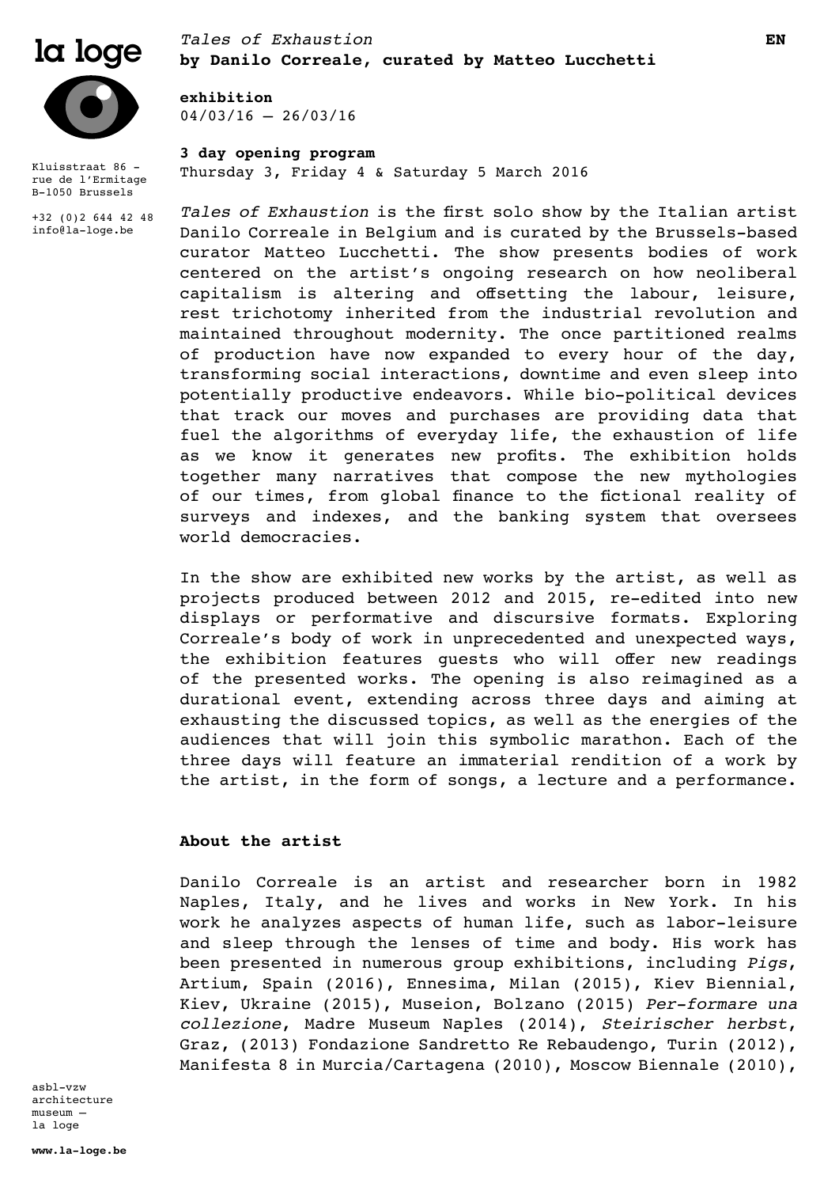la loge

Kluisstraat 86 -
rue de l'Ermitage
B-1050 Brussels

+32 (0)2 644 42 48
info@la-loge.be

*Tales of Exhaustion*
**by Danilo Correale, curated by Matteo Lucchetti**

**EN**

**exhibition**
04/03/16 – 26/03/16

**3 day opening program**
Thursday 3, Friday 4 & Saturday 5 March 2016

*Tales of Exhaustion* is the first solo show by the Italian artist Danilo Correale in Belgium and is curated by the Brussels-based curator Matteo Lucchetti. The show presents bodies of work centered on the artist's ongoing research on how neoliberal capitalism is altering and offsetting the labour, leisure, rest trichotomy inherited from the industrial revolution and maintained throughout modernity. The once partitioned realms of production have now expanded to every hour of the day, transforming social interactions, downtime and even sleep into potentially productive endeavors. While bio-political devices that track our moves and purchases are providing data that fuel the algorithms of everyday life, the exhaustion of life as we know it generates new profits. The exhibition holds together many narratives that compose the new mythologies of our times, from global finance to the fictional reality of surveys and indexes, and the banking system that oversees world democracies.

In the show are exhibited new works by the artist, as well as projects produced between 2012 and 2015, re-edited into new displays or performative and discursive formats. Exploring Correale's body of work in unprecedented and unexpected ways, the exhibition features guests who will offer new readings of the presented works. The opening is also reimagined as a durational event, extending across three days and aiming at exhausting the discussed topics, as well as the energies of the audiences that will join this symbolic marathon. Each of the three days will feature an immaterial rendition of a work by the artist, in the form of songs, a lecture and a performance.

**About the artist**

Danilo Correale is an artist and researcher born in 1982 Naples, Italy, and he lives and works in New York. In his work he analyzes aspects of human life, such as labor-leisure and sleep through the lenses of time and body. His work has been presented in numerous group exhibitions, including *Pigs*, Artium, Spain (2016), Ennesima, Milan (2015), Kiev Biennial, Kiev, Ukraine (2015), Museion, Bolzano (2015) *Per-formare una collezione*, Madre Museum Naples (2014), *Steirischer herbst*, Graz, (2013) Fondazione Sandretto Re Rebaudengo, Turin (2012), Manifesta 8 in Murcia/Cartagena (2010), Moscow Biennale (2010),

asbl-vzw
architecture
museum –
la loge

**www.la-loge.be**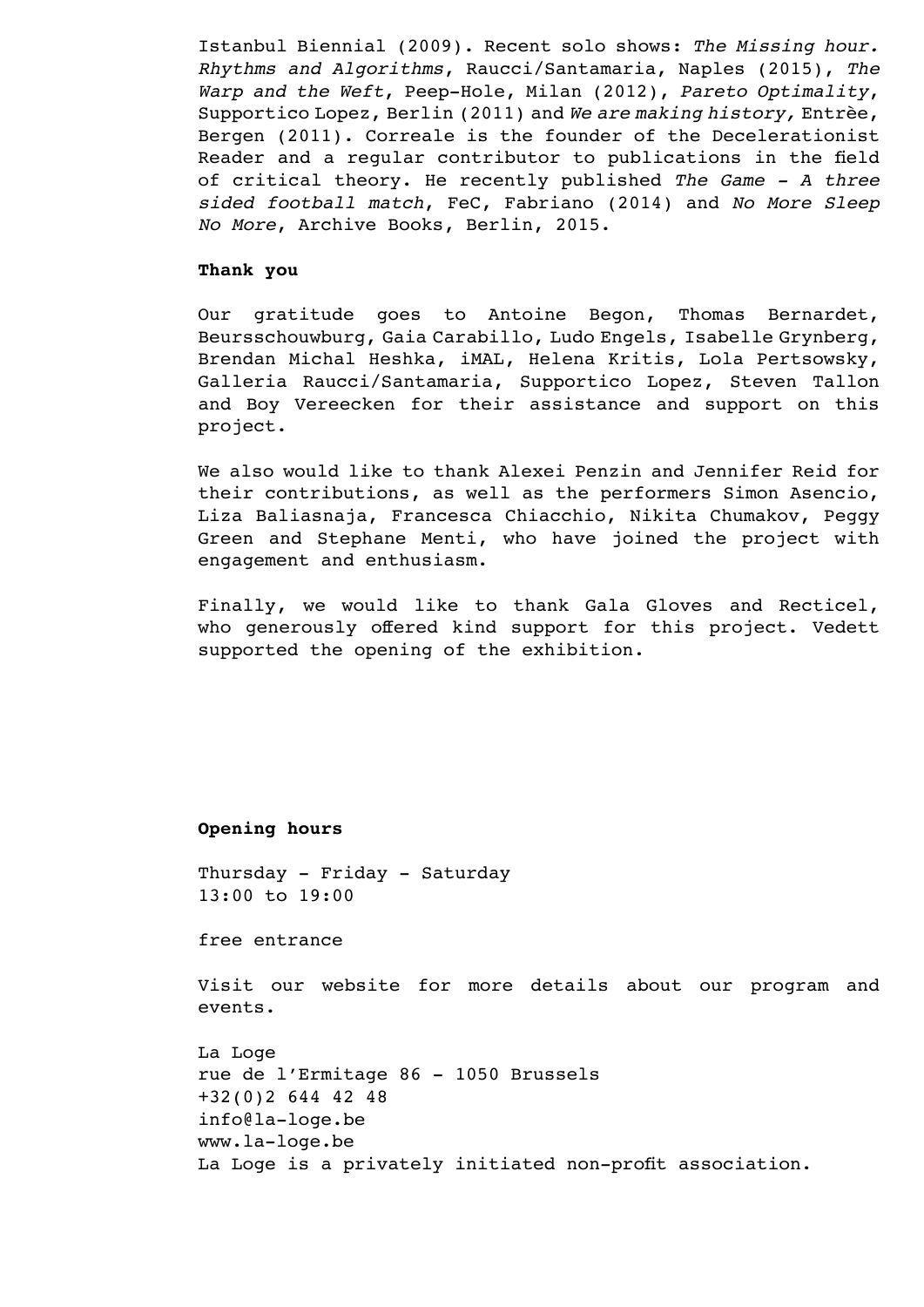Istanbul Biennial (2009). Recent solo shows: *The Missing hour. Rhythms and Algorithms*, Raucci/Santamaria, Naples (2015), *The Warp and the Weft*, Peep-Hole, Milan (2012), *Pareto Optimality*, Supportico Lopez, Berlin (2011) and *We are making history,* Entrèe, Bergen (2011). Correale is the founder of the Decelerationist Reader and a regular contributor to publications in the field of critical theory. He recently published *The Game - A three sided football match*, FeC, Fabriano (2014) and *No More Sleep No More*, Archive Books, Berlin, 2015.

**Thank you**

Our gratitude goes to Antoine Begon, Thomas Bernardet, Beursschouwburg, Gaia Carabillo, Ludo Engels, Isabelle Grynberg, Brendan Michal Heshka, iMAL, Helena Kritis, Lola Pertsowsky, Galleria Raucci/Santamaria, Supportico Lopez, Steven Tallon and Boy Vereecken for their assistance and support on this project.

We also would like to thank Alexei Penzin and Jennifer Reid for their contributions, as well as the performers Simon Asencio, Liza Baliasnaja, Francesca Chiacchio, Nikita Chumakov, Peggy Green and Stephane Menti, who have joined the project with engagement and enthusiasm.

Finally, we would like to thank Gala Gloves and Recticel, who generously offered kind support for this project. Vedett supported the opening of the exhibition.

**Opening hours**

Thursday - Friday - Saturday
13:00 to 19:00

free entrance

Visit our website for more details about our program and events.

La Loge
rue de l'Ermitage 86 - 1050 Brussels
+32(0)2 644 42 48
info@la-loge.be
www.la-loge.be
La Loge is a privately initiated non-profit association.